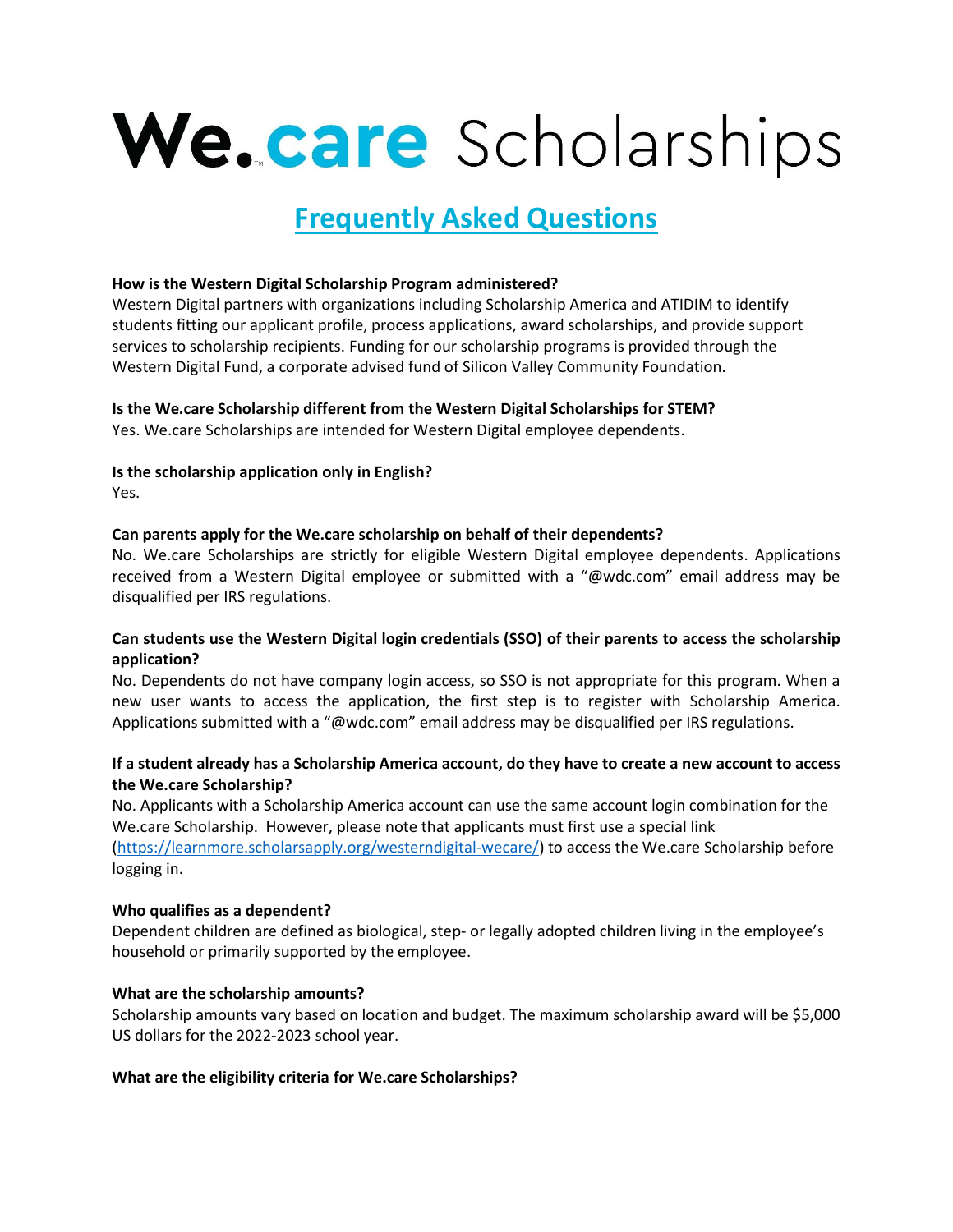# We.care Scholarships

## Frequently Asked Questions

**How is the Western Digital Scholarship Program administered?**
Western Digital partners with organizations including Scholarship America and ATIDIM to identify students fitting our applicant profile, process applications, award scholarships, and provide support services to scholarship recipients. Funding for our scholarship programs is provided through the Western Digital Fund, a corporate advised fund of Silicon Valley Community Foundation.

**Is the We.care Scholarship different from the Western Digital Scholarships for STEM?**
Yes. We.care Scholarships are intended for Western Digital employee dependents.

**Is the scholarship application only in English?**
Yes.

**Can parents apply for the We.care scholarship on behalf of their dependents?**
No. We.care Scholarships are strictly for eligible Western Digital employee dependents. Applications received from a Western Digital employee or submitted with a "@wdc.com" email address may be disqualified per IRS regulations.

**Can students use the Western Digital login credentials (SSO) of their parents to access the scholarship application?**
No. Dependents do not have company login access, so SSO is not appropriate for this program. When a new user wants to access the application, the first step is to register with Scholarship America. Applications submitted with a "@wdc.com" email address may be disqualified per IRS regulations.

**If a student already has a Scholarship America account, do they have to create a new account to access the We.care Scholarship?**
No. Applicants with a Scholarship America account can use the same account login combination for the We.care Scholarship. However, please note that applicants must first use a special link (https://learnmore.scholarsapply.org/westerndigital-wecare/) to access the We.care Scholarship before logging in.

**Who qualifies as a dependent?**
Dependent children are defined as biological, step- or legally adopted children living in the employee's household or primarily supported by the employee.

**What are the scholarship amounts?**
Scholarship amounts vary based on location and budget. The maximum scholarship award will be $5,000 US dollars for the 2022-2023 school year.

**What are the eligibility criteria for We.care Scholarships?**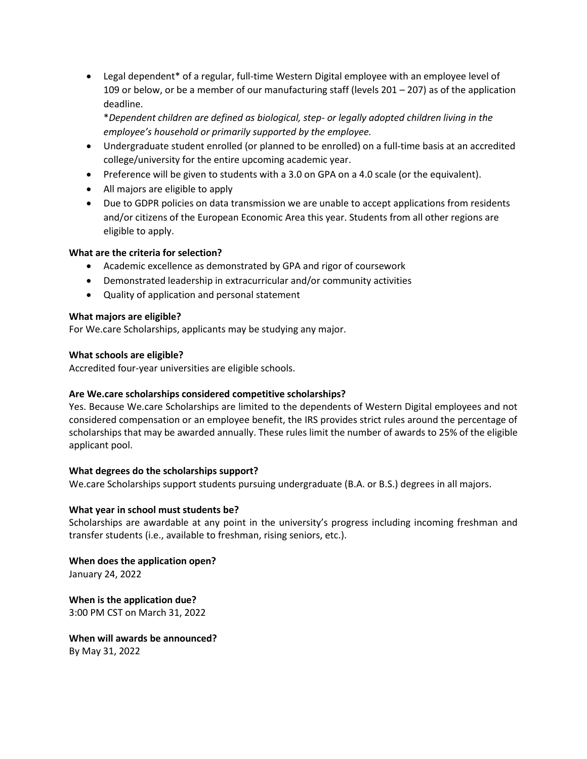- Legal dependent* of a regular, full-time Western Digital employee with an employee level of 109 or below, or be a member of our manufacturing staff (levels 201 – 207) as of the application deadline.
  *Dependent children are defined as biological, step- or legally adopted children living in the employee's household or primarily supported by the employee.*
- Undergraduate student enrolled (or planned to be enrolled) on a full-time basis at an accredited college/university for the entire upcoming academic year.
- Preference will be given to students with a 3.0 on GPA on a 4.0 scale (or the equivalent).
- All majors are eligible to apply
- Due to GDPR policies on data transmission we are unable to accept applications from residents and/or citizens of the European Economic Area this year. Students from all other regions are eligible to apply.

**What are the criteria for selection?**

- Academic excellence as demonstrated by GPA and rigor of coursework
- Demonstrated leadership in extracurricular and/or community activities
- Quality of application and personal statement

**What majors are eligible?**

For We.care Scholarships, applicants may be studying any major.

**What schools are eligible?**

Accredited four-year universities are eligible schools.

**Are We.care scholarships considered competitive scholarships?**

Yes. Because We.care Scholarships are limited to the dependents of Western Digital employees and not considered compensation or an employee benefit, the IRS provides strict rules around the percentage of scholarships that may be awarded annually. These rules limit the number of awards to 25% of the eligible applicant pool.

**What degrees do the scholarships support?**

We.care Scholarships support students pursuing undergraduate (B.A. or B.S.) degrees in all majors.

**What year in school must students be?**

Scholarships are awardable at any point in the university's progress including incoming freshman and transfer students (i.e., available to freshman, rising seniors, etc.).

**When does the application open?**

January 24, 2022

**When is the application due?**

3:00 PM CST on March 31, 2022

**When will awards be announced?**

By May 31, 2022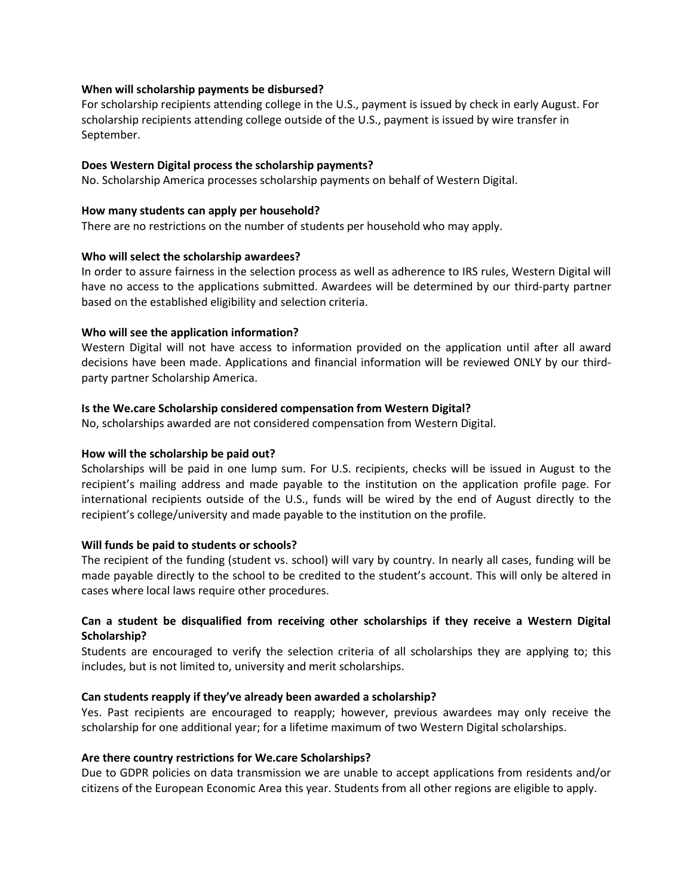**When will scholarship payments be disbursed?**
For scholarship recipients attending college in the U.S., payment is issued by check in early August. For scholarship recipients attending college outside of the U.S., payment is issued by wire transfer in September.

**Does Western Digital process the scholarship payments?**
No. Scholarship America processes scholarship payments on behalf of Western Digital.

**How many students can apply per household?**
There are no restrictions on the number of students per household who may apply.

**Who will select the scholarship awardees?**
In order to assure fairness in the selection process as well as adherence to IRS rules, Western Digital will have no access to the applications submitted. Awardees will be determined by our third-party partner based on the established eligibility and selection criteria.

**Who will see the application information?**
Western Digital will not have access to information provided on the application until after all award decisions have been made. Applications and financial information will be reviewed ONLY by our third-party partner Scholarship America.

**Is the We.care Scholarship considered compensation from Western Digital?**
No, scholarships awarded are not considered compensation from Western Digital.

**How will the scholarship be paid out?**
Scholarships will be paid in one lump sum. For U.S. recipients, checks will be issued in August to the recipient's mailing address and made payable to the institution on the application profile page. For international recipients outside of the U.S., funds will be wired by the end of August directly to the recipient's college/university and made payable to the institution on the profile.

**Will funds be paid to students or schools?**
The recipient of the funding (student vs. school) will vary by country. In nearly all cases, funding will be made payable directly to the school to be credited to the student's account. This will only be altered in cases where local laws require other procedures.

**Can a student be disqualified from receiving other scholarships if they receive a Western Digital Scholarship?**
Students are encouraged to verify the selection criteria of all scholarships they are applying to; this includes, but is not limited to, university and merit scholarships.

**Can students reapply if they've already been awarded a scholarship?**
Yes. Past recipients are encouraged to reapply; however, previous awardees may only receive the scholarship for one additional year; for a lifetime maximum of two Western Digital scholarships.

**Are there country restrictions for We.care Scholarships?**
Due to GDPR policies on data transmission we are unable to accept applications from residents and/or citizens of the European Economic Area this year. Students from all other regions are eligible to apply.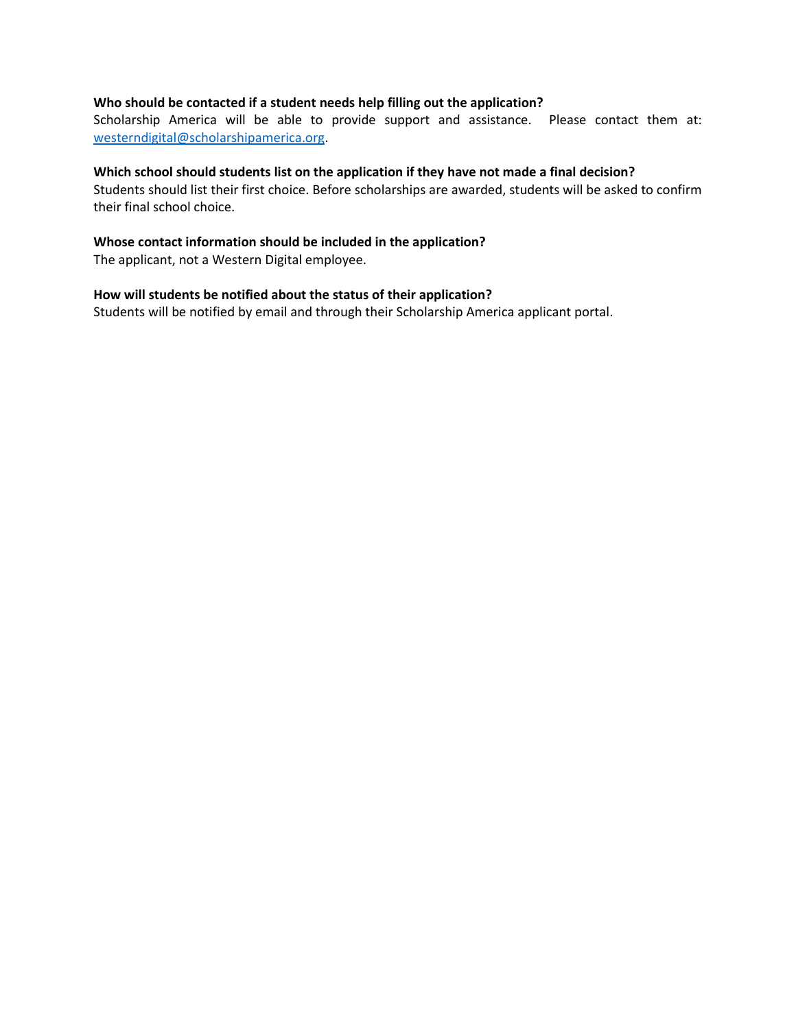**Who should be contacted if a student needs help filling out the application?**
Scholarship America will be able to provide support and assistance. Please contact them at: [westerndigital@scholarshipamerica.org](mailto:westerndigital@scholarshipamerica.org).

**Which school should students list on the application if they have not made a final decision?**
Students should list their first choice. Before scholarships are awarded, students will be asked to confirm their final school choice.

**Whose contact information should be included in the application?**
The applicant, not a Western Digital employee.

**How will students be notified about the status of their application?**
Students will be notified by email and through their Scholarship America applicant portal.